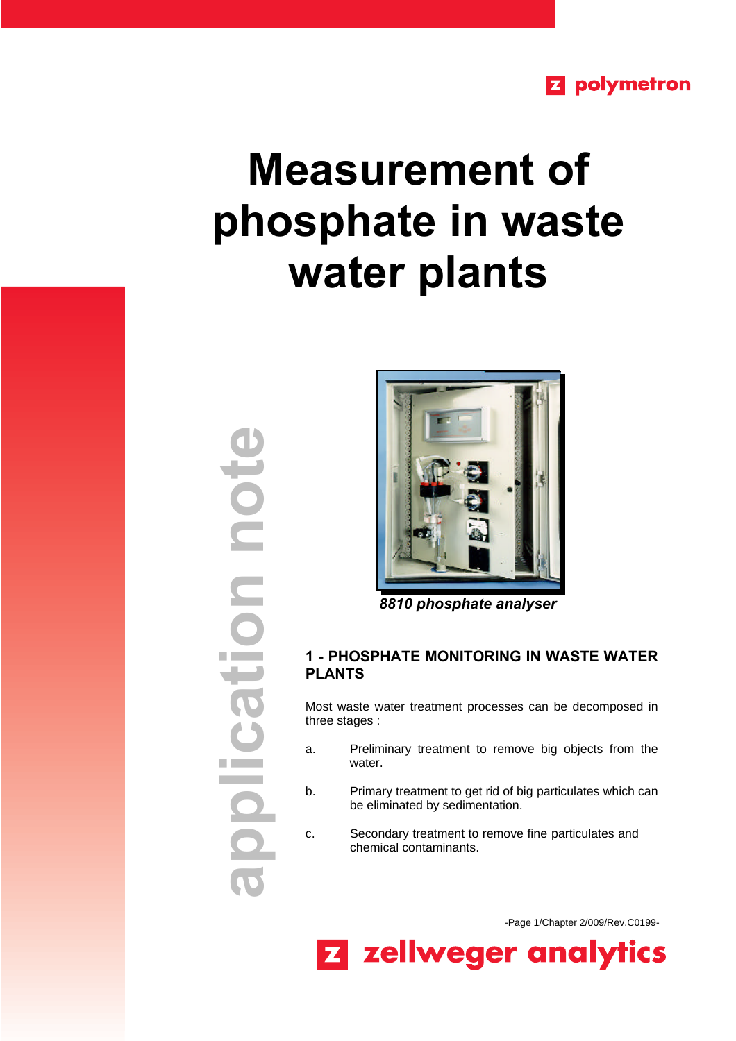# Measurement of phosphate in waste water plants

*8810 phosphate analyser*

## 1 - PHOSPHATE MONITORING IN WASTE WATER PLANTS

Most waste water treatment processes can be decomposed in three stages :

a. Preliminary treatment to remove big objects from the water.

b. Primary treatment to get rid of big particulates which can be eliminated by sedimentation.

c. Secondary treatment to remove fine particulates and chemical contaminants.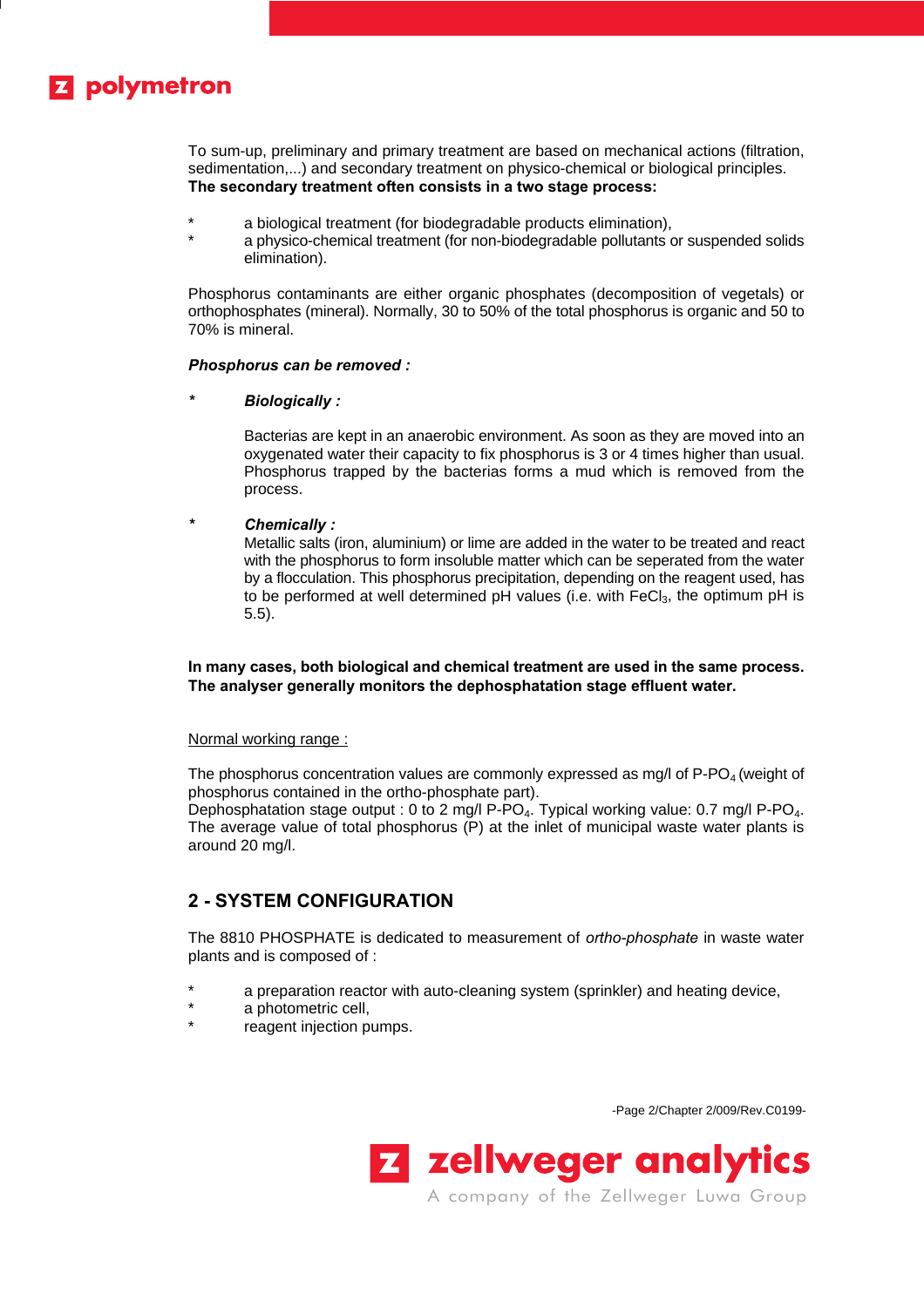To sum-up, preliminary and primary treatment are based on mechanical actions (filtration, sedimentation,...) and secondary treatment on physico-chemical or biological principles.
**The secondary treatment often consists in a two stage process:**

* a biological treatment (for biodegradable products elimination),
* a physico-chemical treatment (for non-biodegradable pollutants or suspended solids elimination).

Phosphorus contaminants are either organic phosphates (decomposition of vegetals) or orthophosphates (mineral). Normally, 30 to 50% of the total phosphorus is organic and 50 to 70% is mineral.

***Phosphorus can be removed :***

* ***Biologically :***

  Bacterias are kept in an anaerobic environment. As soon as they are moved into an oxygenated water their capacity to fix phosphorus is 3 or 4 times higher than usual. Phosphorus trapped by the bacterias forms a mud which is removed from the process.

* ***Chemically :***
  Metallic salts (iron, aluminium) or lime are added in the water to be treated and react with the phosphorus to form insoluble matter which can be seperated from the water by a flocculation. This phosphorus precipitation, depending on the reagent used, has to be performed at well determined pH values (i.e. with $FeCl_3$, the optimum pH is 5.5).

**In many cases, both biological and chemical treatment are used in the same process. The analyser generally monitors the dephosphatation stage effluent water.**

Normal working range :

The phosphorus concentration values are commonly expressed as mg/l of P-$PO_4$ (weight of phosphorus contained in the ortho-phosphate part).
Dephosphatation stage output : 0 to 2 mg/l P-$PO_4$. Typical working value: 0.7 mg/l P-$PO_4$.
The average value of total phosphorus (P) at the inlet of municipal waste water plants is around 20 mg/l.

## 2 - SYSTEM CONFIGURATION

The 8810 PHOSPHATE is dedicated to measurement of *ortho-phosphate* in waste water plants and is composed of :

* a preparation reactor with auto-cleaning system (sprinkler) and heating device,
* a photometric cell,
* reagent injection pumps.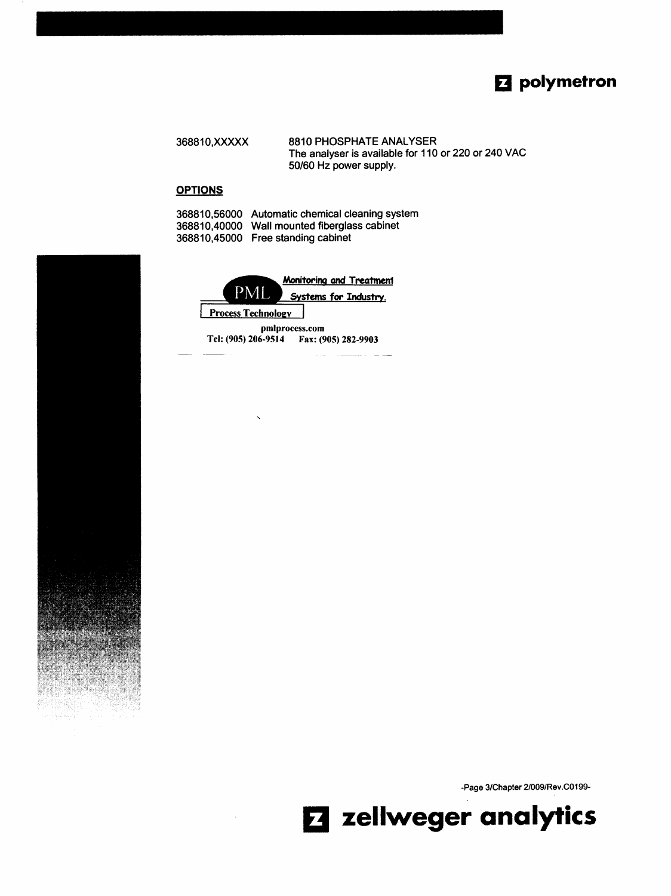polymetron

| | |
|---|---|
| 368810,XXXXX | 8810 PHOSPHATE ANALYSER<br>The analyser is available for 110 or 220 or 240 VAC 50/60 Hz power supply. |

**OPTIONS**

| | |
|---|---|
| 368810,56000 | Automatic chemical cleaning system |
| 368810,40000 | Wall mounted fiberglass cabinet |
| 368810,45000 | Free standing cabinet |

PML Monitoring and Treatment Systems for Industry.
Process Technology
pmlprocess.com
Tel: (905) 206-9514 Fax: (905) 282-9903

-Page 3/Chapter 2/009/Rev.C0199-

zellweger analytics